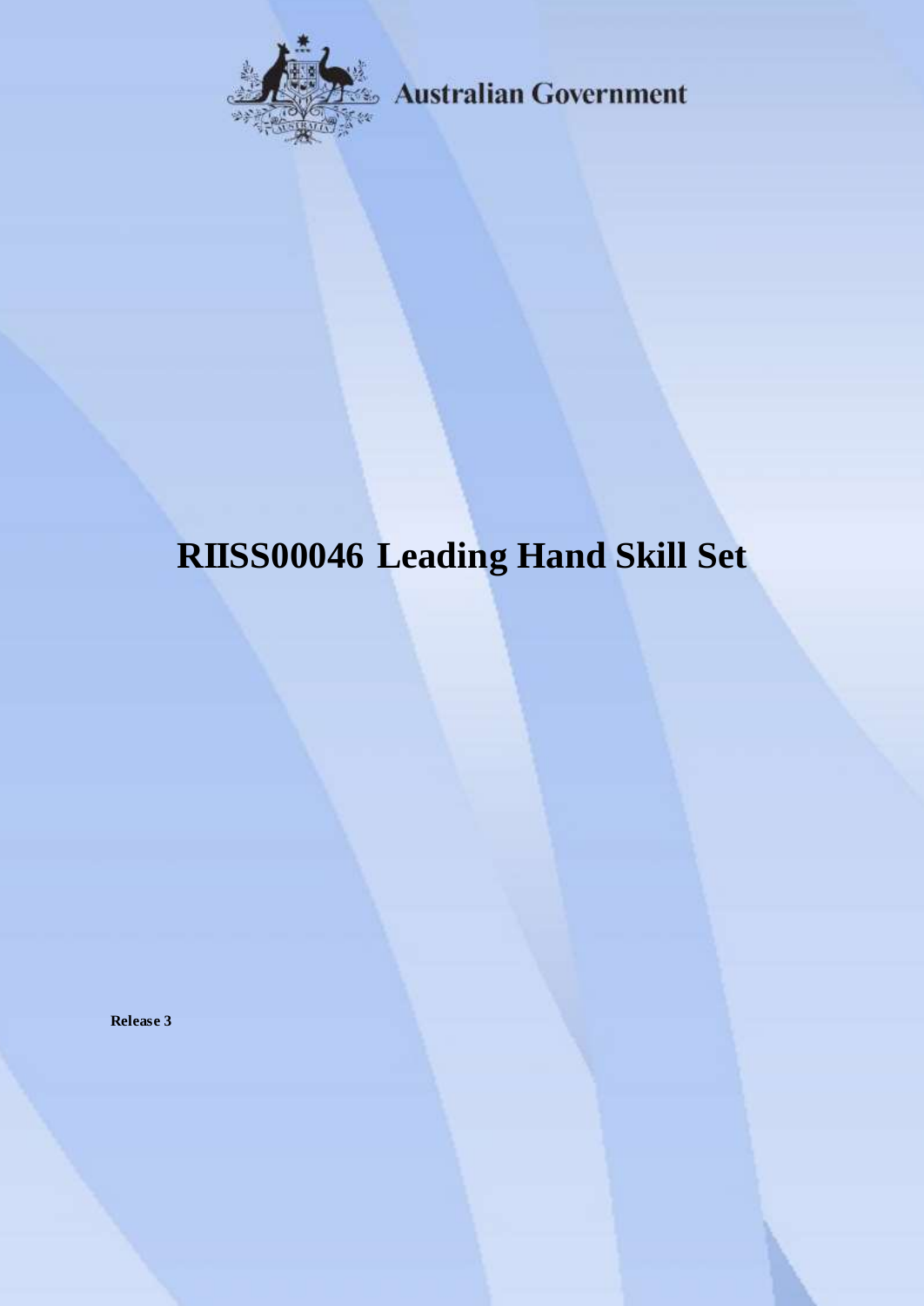Australian Government

# RIISS00046 Leading Hand Skill Set

**Release 3**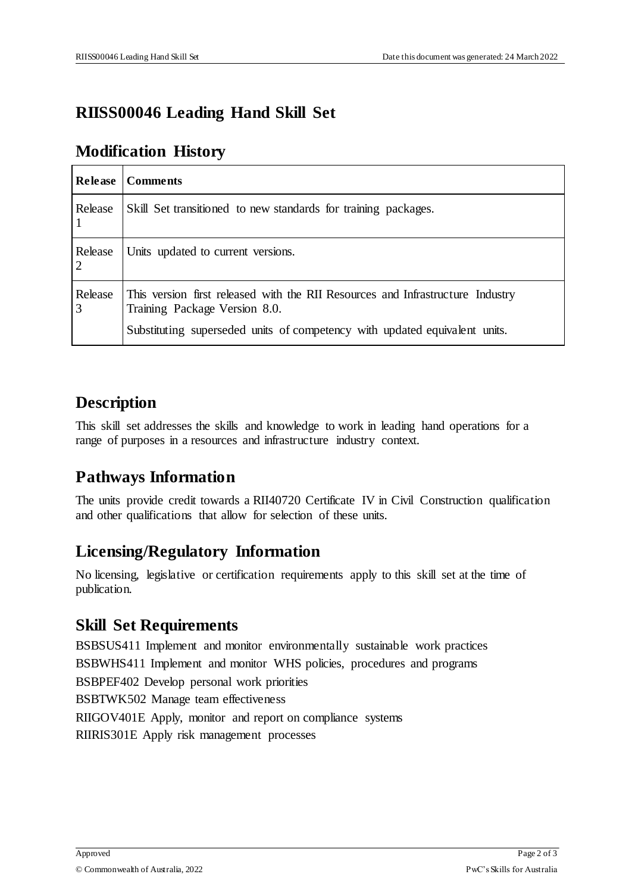# RIISS00046 Leading Hand Skill Set

## Modification History

| Release | Comments |
|---|---|
| Release 1 | Skill Set transitioned to new standards for training packages. |
| Release 2 | Units updated to current versions. |
| Release 3 | This version first released with the RII Resources and Infrastructure Industry Training Package Version 8.0.<br><br>Substituting superseded units of competency with updated equivalent units. |

## Description

This skill set addresses the skills and knowledge to work in leading hand operations for a range of purposes in a resources and infrastructure industry context.

## Pathways Information

The units provide credit towards a RII40720 Certificate IV in Civil Construction qualification and other qualifications that allow for selection of these units.

## Licensing/Regulatory Information

No licensing, legislative or certification requirements apply to this skill set at the time of publication.

## Skill Set Requirements

BSBSUS411 Implement and monitor environmentally sustainable work practices
BSBWHS411 Implement and monitor WHS policies, procedures and programs
BSBPEF402 Develop personal work priorities
BSBTWK502 Manage team effectiveness
RIIGOV401E Apply, monitor and report on compliance systems
RIIRIS301E Apply risk management processes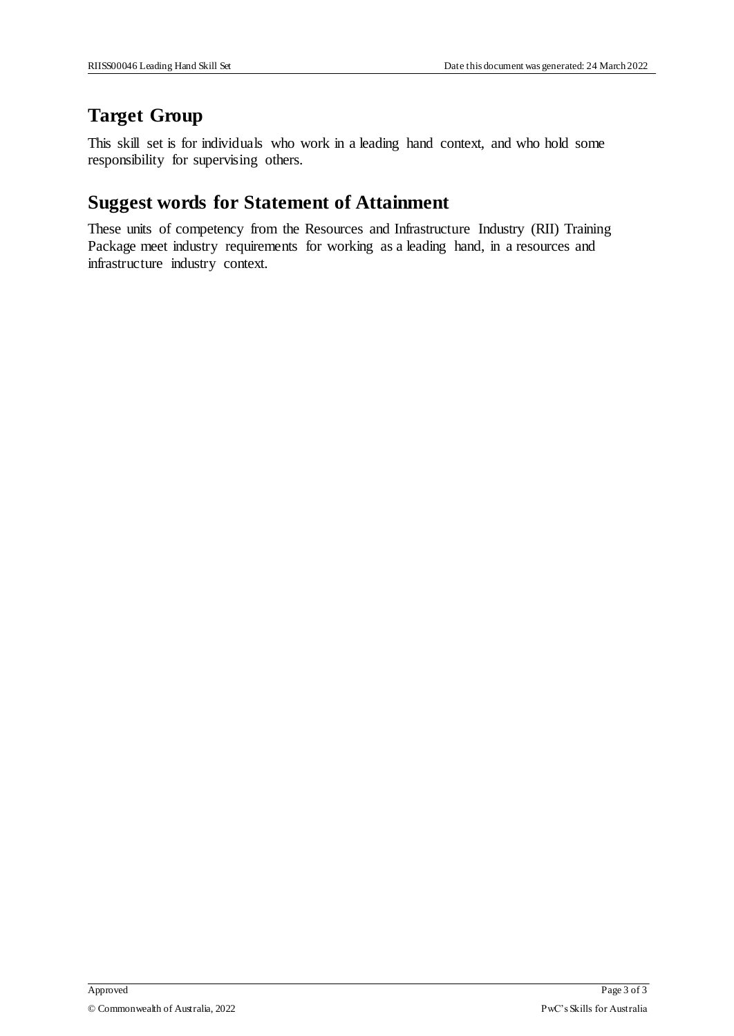## Target Group

This skill set is for individuals who work in a leading hand context, and who hold some responsibility for supervising others.

## Suggest words for Statement of Attainment

These units of competency from the Resources and Infrastructure Industry (RII) Training Package meet industry requirements for working as a leading hand, in a resources and infrastructure industry context.